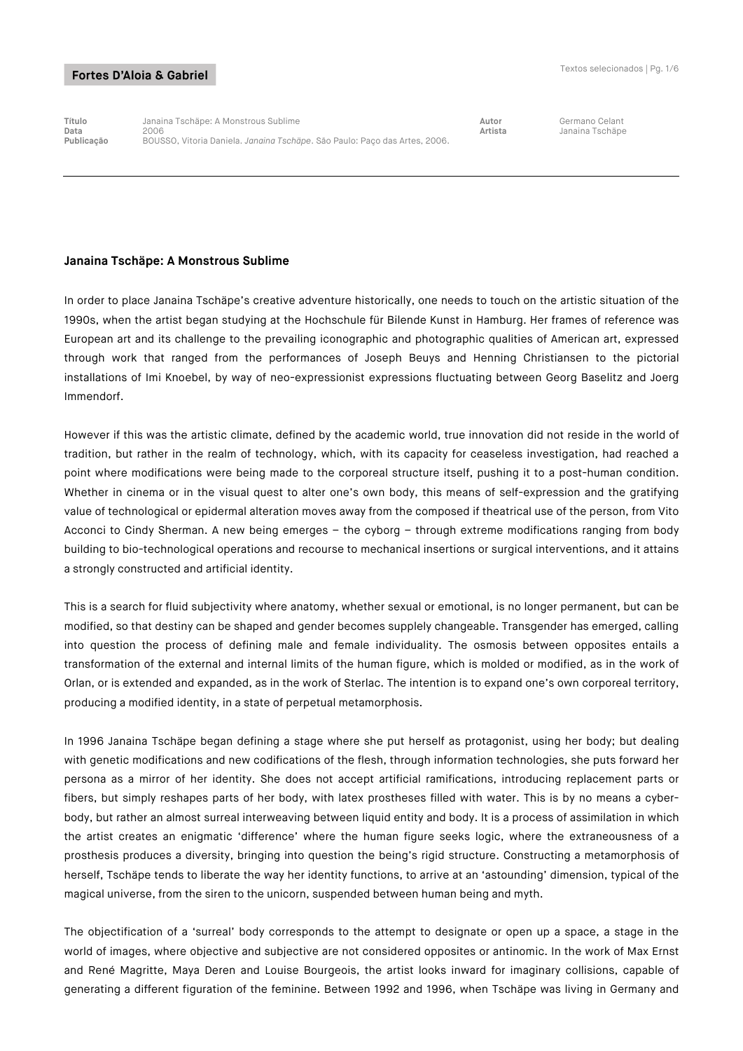Fortes D'Aloia & Gabriel

| | | | |
|---|---|---|---|
| **Título** | Janaina Tschäpe: A Monstrous Sublime | **Autor** | Germano Celant |
| **Data** | 2006 | **Artista** | Janaina Tschäpe |
| **Publicação** | BOUSSO, Vitoria Daniela. *Janaina Tschäpe*. São Paulo: Paço das Artes, 2006. | | |

## Janaina Tschäpe: A Monstrous Sublime

In order to place Janaina Tschäpe's creative adventure historically, one needs to touch on the artistic situation of the 1990s, when the artist began studying at the Hochschule für Bilende Kunst in Hamburg. Her frames of reference was European art and its challenge to the prevailing iconographic and photographic qualities of American art, expressed through work that ranged from the performances of Joseph Beuys and Henning Christiansen to the pictorial installations of Imi Knoebel, by way of neo-expressionist expressions fluctuating between Georg Baselitz and Joerg Immendorf.

However if this was the artistic climate, defined by the academic world, true innovation did not reside in the world of tradition, but rather in the realm of technology, which, with its capacity for ceaseless investigation, had reached a point where modifications were being made to the corporeal structure itself, pushing it to a post-human condition. Whether in cinema or in the visual quest to alter one's own body, this means of self-expression and the gratifying value of technological or epidermal alteration moves away from the composed if theatrical use of the person, from Vito Acconci to Cindy Sherman. A new being emerges – the cyborg – through extreme modifications ranging from body building to bio-technological operations and recourse to mechanical insertions or surgical interventions, and it attains a strongly constructed and artificial identity.

This is a search for fluid subjectivity where anatomy, whether sexual or emotional, is no longer permanent, but can be modified, so that destiny can be shaped and gender becomes supplely changeable. Transgender has emerged, calling into question the process of defining male and female individuality. The osmosis between opposites entails a transformation of the external and internal limits of the human figure, which is molded or modified, as in the work of Orlan, or is extended and expanded, as in the work of Sterlac. The intention is to expand one's own corporeal territory, producing a modified identity, in a state of perpetual metamorphosis.

In 1996 Janaina Tschäpe began defining a stage where she put herself as protagonist, using her body; but dealing with genetic modifications and new codifications of the flesh, through information technologies, she puts forward her persona as a mirror of her identity. She does not accept artificial ramifications, introducing replacement parts or fibers, but simply reshapes parts of her body, with latex prostheses filled with water. This is by no means a cyber-body, but rather an almost surreal interweaving between liquid entity and body. It is a process of assimilation in which the artist creates an enigmatic 'difference' where the human figure seeks logic, where the extraneousness of a prosthesis produces a diversity, bringing into question the being's rigid structure. Constructing a metamorphosis of herself, Tschäpe tends to liberate the way her identity functions, to arrive at an 'astounding' dimension, typical of the magical universe, from the siren to the unicorn, suspended between human being and myth.

The objectification of a 'surreal' body corresponds to the attempt to designate or open up a space, a stage in the world of images, where objective and subjective are not considered opposites or antinomic. In the work of Max Ernst and René Magritte, Maya Deren and Louise Bourgeois, the artist looks inward for imaginary collisions, capable of generating a different figuration of the feminine. Between 1992 and 1996, when Tschäpe was living in Germany and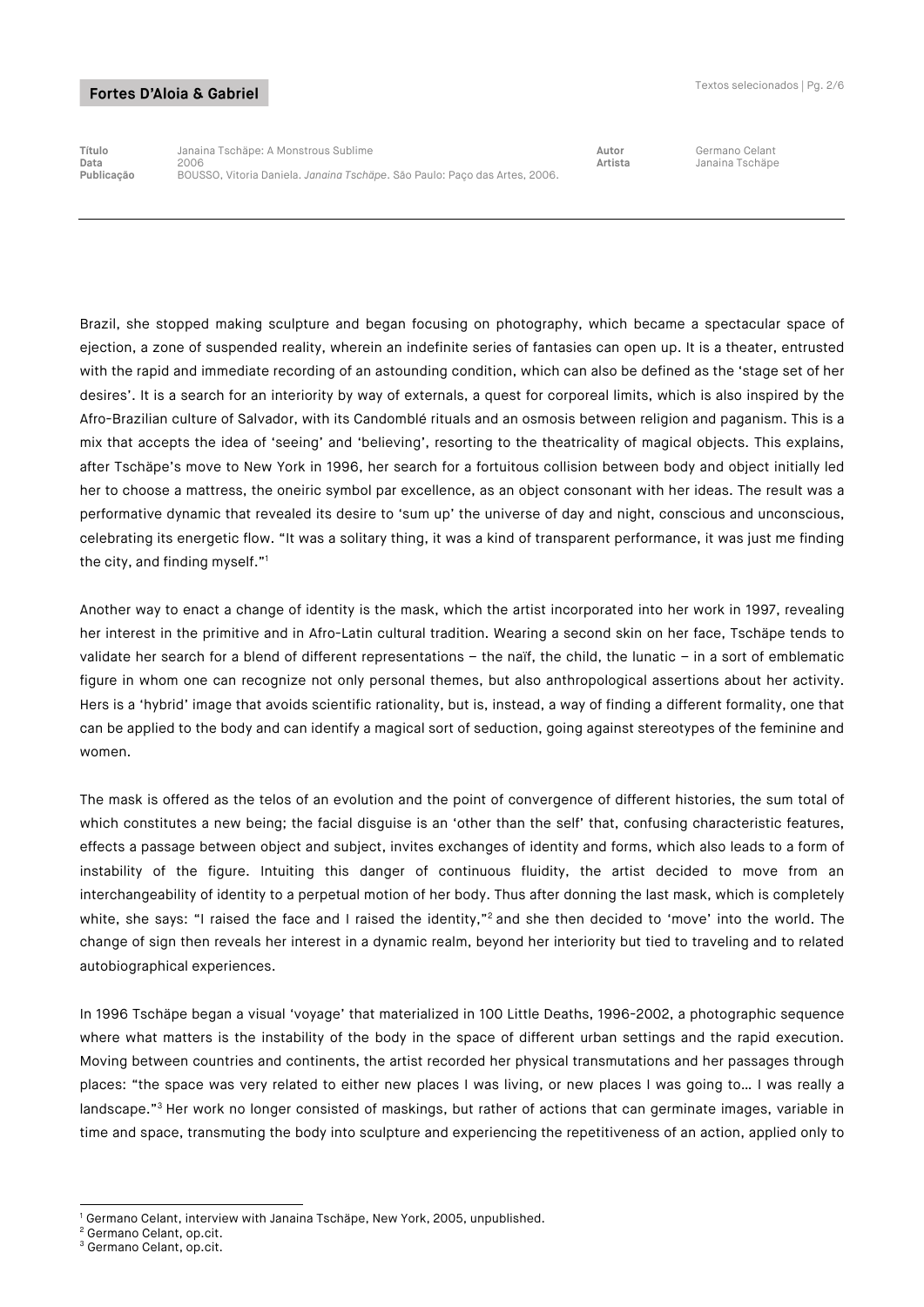Brazil, she stopped making sculpture and began focusing on photography, which became a spectacular space of ejection, a zone of suspended reality, wherein an indefinite series of fantasies can open up. It is a theater, entrusted with the rapid and immediate recording of an astounding condition, which can also be defined as the 'stage set of her desires'. It is a search for an interiority by way of externals, a quest for corporeal limits, which is also inspired by the Afro-Brazilian culture of Salvador, with its Candomblé rituals and an osmosis between religion and paganism. This is a mix that accepts the idea of 'seeing' and 'believing', resorting to the theatricality of magical objects. This explains, after Tschäpe's move to New York in 1996, her search for a fortuitous collision between body and object initially led her to choose a mattress, the oneiric symbol par excellence, as an object consonant with her ideas. The result was a performative dynamic that revealed its desire to 'sum up' the universe of day and night, conscious and unconscious, celebrating its energetic flow. "It was a solitary thing, it was a kind of transparent performance, it was just me finding the city, and finding myself."[1]

Another way to enact a change of identity is the mask, which the artist incorporated into her work in 1997, revealing her interest in the primitive and in Afro-Latin cultural tradition. Wearing a second skin on her face, Tschäpe tends to validate her search for a blend of different representations – the naïf, the child, the lunatic – in a sort of emblematic figure in whom one can recognize not only personal themes, but also anthropological assertions about her activity. Hers is a 'hybrid' image that avoids scientific rationality, but is, instead, a way of finding a different formality, one that can be applied to the body and can identify a magical sort of seduction, going against stereotypes of the feminine and women.

The mask is offered as the telos of an evolution and the point of convergence of different histories, the sum total of which constitutes a new being; the facial disguise is an 'other than the self' that, confusing characteristic features, effects a passage between object and subject, invites exchanges of identity and forms, which also leads to a form of instability of the figure. Intuiting this danger of continuous fluidity, the artist decided to move from an interchangeability of identity to a perpetual motion of her body. Thus after donning the last mask, which is completely white, she says: "I raised the face and I raised the identity,"[2] and she then decided to 'move' into the world. The change of sign then reveals her interest in a dynamic realm, beyond her interiority but tied to traveling and to related autobiographical experiences.

In 1996 Tschäpe began a visual 'voyage' that materialized in 100 Little Deaths, 1996-2002, a photographic sequence where what matters is the instability of the body in the space of different urban settings and the rapid execution. Moving between countries and continents, the artist recorded her physical transmutations and her passages through places: "the space was very related to either new places I was living, or new places I was going to... I was really a landscape."[3] Her work no longer consisted of maskings, but rather of actions that can germinate images, variable in time and space, transmuting the body into sculpture and experiencing the repetitiveness of an action, applied only to

---

[1] Germano Celant, interview with Janaina Tschäpe, New York, 2005, unpublished.
[2] Germano Celant, op.cit.
[3] Germano Celant, op.cit.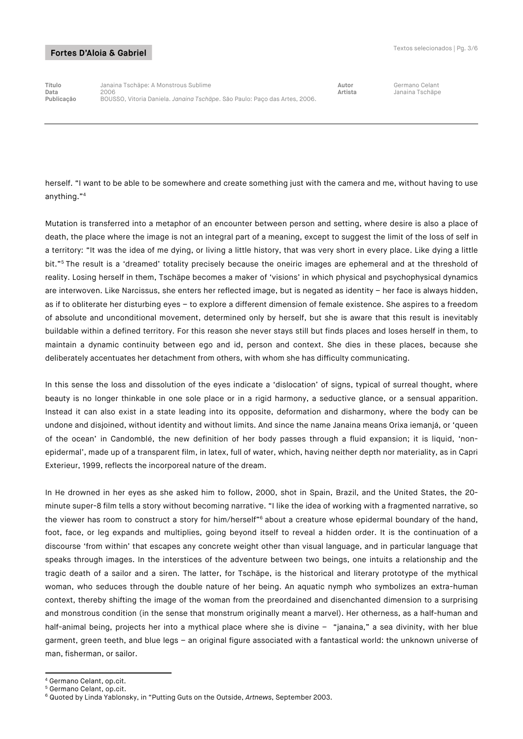herself. "I want to be able to be somewhere and create something just with the camera and me, without having to use anything."[4]

Mutation is transferred into a metaphor of an encounter between person and setting, where desire is also a place of death, the place where the image is not an integral part of a meaning, except to suggest the limit of the loss of self in a territory: "It was the idea of me dying, or living a little history, that was very short in every place. Like dying a little bit."[5] The result is a 'dreamed' totality precisely because the oneiric images are ephemeral and at the threshold of reality. Losing herself in them, Tschäpe becomes a maker of 'visions' in which physical and psychophysical dynamics are interwoven. Like Narcissus, she enters her reflected image, but is negated as identity – her face is always hidden, as if to obliterate her disturbing eyes – to explore a different dimension of female existence. She aspires to a freedom of absolute and unconditional movement, determined only by herself, but she is aware that this result is inevitably buildable within a defined territory. For this reason she never stays still but finds places and loses herself in them, to maintain a dynamic continuity between ego and id, person and context. She dies in these places, because she deliberately accentuates her detachment from others, with whom she has difficulty communicating.

In this sense the loss and dissolution of the eyes indicate a 'dislocation' of signs, typical of surreal thought, where beauty is no longer thinkable in one sole place or in a rigid harmony, a seductive glance, or a sensual apparition. Instead it can also exist in a state leading into its opposite, deformation and disharmony, where the body can be undone and disjoined, without identity and without limits. And since the name Janaina means Orixa iemanjá, or 'queen of the ocean' in Candomblé, the new definition of her body passes through a fluid expansion; it is liquid, 'non-epidermal', made up of a transparent film, in latex, full of water, which, having neither depth nor materiality, as in Capri Exterieur, 1999, reflects the incorporeal nature of the dream.

In He drowned in her eyes as she asked him to follow, 2000, shot in Spain, Brazil, and the United States, the 20-minute super-8 film tells a story without becoming narrative. "I like the idea of working with a fragmented narrative, so the viewer has room to construct a story for him/herself"[6] about a creature whose epidermal boundary of the hand, foot, face, or leg expands and multiplies, going beyond itself to reveal a hidden order. It is the continuation of a discourse 'from within' that escapes any concrete weight other than visual language, and in particular language that speaks through images. In the interstices of the adventure between two beings, one intuits a relationship and the tragic death of a sailor and a siren. The latter, for Tschäpe, is the historical and literary prototype of the mythical woman, who seduces through the double nature of her being. An aquatic nymph who symbolizes an extra-human context, thereby shifting the image of the woman from the preordained and disenchanted dimension to a surprising and monstrous condition (in the sense that monstrum originally meant a marvel). Her otherness, as a half-human and half-animal being, projects her into a mythical place where she is divine – "janaina," a sea divinity, with her blue garment, green teeth, and blue legs – an original figure associated with a fantastical world: the unknown universe of man, fisherman, or sailor.

---

[4] Germano Celant, op.cit.
[5] Germano Celant, op.cit.
[6] Quoted by Linda Yablonsky, in "Putting Guts on the Outside, *Artnews*, September 2003.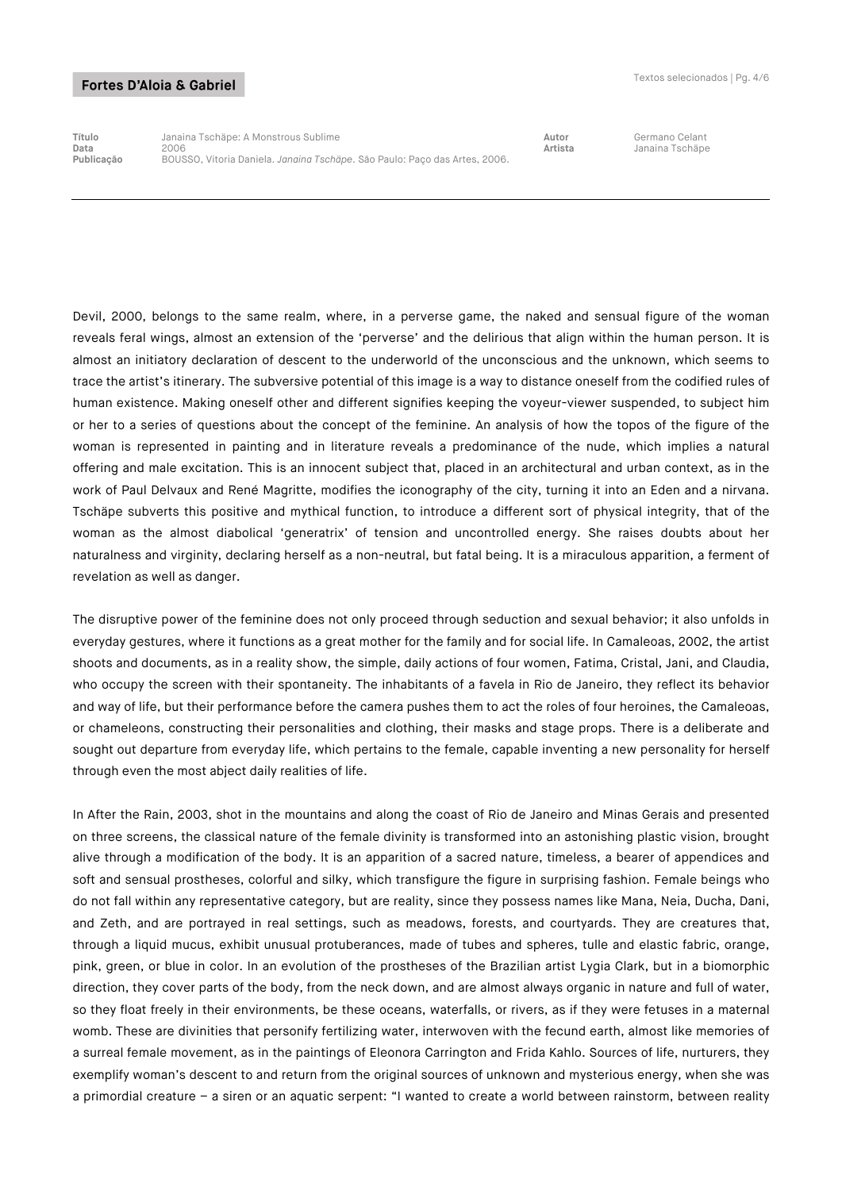| Título | Janaina Tschäpe: A Monstrous Sublime | Autor | Germano Celant |
| --- | --- | --- | --- |
| Data | 2006 | Artista | Janaina Tschäpe |
| Publicação | BOUSSO, Vitoria Daniela. *Janaina Tschäpe*. São Paulo: Paço das Artes, 2006. | | |

Devil, 2000, belongs to the same realm, where, in a perverse game, the naked and sensual figure of the woman reveals feral wings, almost an extension of the 'perverse' and the delirious that align within the human person. It is almost an initiatory declaration of descent to the underworld of the unconscious and the unknown, which seems to trace the artist's itinerary. The subversive potential of this image is a way to distance oneself from the codified rules of human existence. Making oneself other and different signifies keeping the voyeur-viewer suspended, to subject him or her to a series of questions about the concept of the feminine. An analysis of how the topos of the figure of the woman is represented in painting and in literature reveals a predominance of the nude, which implies a natural offering and male excitation. This is an innocent subject that, placed in an architectural and urban context, as in the work of Paul Delvaux and René Magritte, modifies the iconography of the city, turning it into an Eden and a nirvana. Tschäpe subverts this positive and mythical function, to introduce a different sort of physical integrity, that of the woman as the almost diabolical 'generatrix' of tension and uncontrolled energy. She raises doubts about her naturalness and virginity, declaring herself as a non-neutral, but fatal being. It is a miraculous apparition, a ferment of revelation as well as danger.

The disruptive power of the feminine does not only proceed through seduction and sexual behavior; it also unfolds in everyday gestures, where it functions as a great mother for the family and for social life. In Camaleoas, 2002, the artist shoots and documents, as in a reality show, the simple, daily actions of four women, Fatima, Cristal, Jani, and Claudia, who occupy the screen with their spontaneity. The inhabitants of a favela in Rio de Janeiro, they reflect its behavior and way of life, but their performance before the camera pushes them to act the roles of four heroines, the Camaleoas, or chameleons, constructing their personalities and clothing, their masks and stage props. There is a deliberate and sought out departure from everyday life, which pertains to the female, capable inventing a new personality for herself through even the most abject daily realities of life.

In After the Rain, 2003, shot in the mountains and along the coast of Rio de Janeiro and Minas Gerais and presented on three screens, the classical nature of the female divinity is transformed into an astonishing plastic vision, brought alive through a modification of the body. It is an apparition of a sacred nature, timeless, a bearer of appendices and soft and sensual prostheses, colorful and silky, which transfigure the figure in surprising fashion. Female beings who do not fall within any representative category, but are reality, since they possess names like Mana, Neia, Ducha, Dani, and Zeth, and are portrayed in real settings, such as meadows, forests, and courtyards. They are creatures that, through a liquid mucus, exhibit unusual protuberances, made of tubes and spheres, tulle and elastic fabric, orange, pink, green, or blue in color. In an evolution of the prostheses of the Brazilian artist Lygia Clark, but in a biomorphic direction, they cover parts of the body, from the neck down, and are almost always organic in nature and full of water, so they float freely in their environments, be these oceans, waterfalls, or rivers, as if they were fetuses in a maternal womb. These are divinities that personify fertilizing water, interwoven with the fecund earth, almost like memories of a surreal female movement, as in the paintings of Eleonora Carrington and Frida Kahlo. Sources of life, nurturers, they exemplify woman's descent to and return from the original sources of unknown and mysterious energy, when she was a primordial creature – a siren or an aquatic serpent: "I wanted to create a world between rainstorm, between reality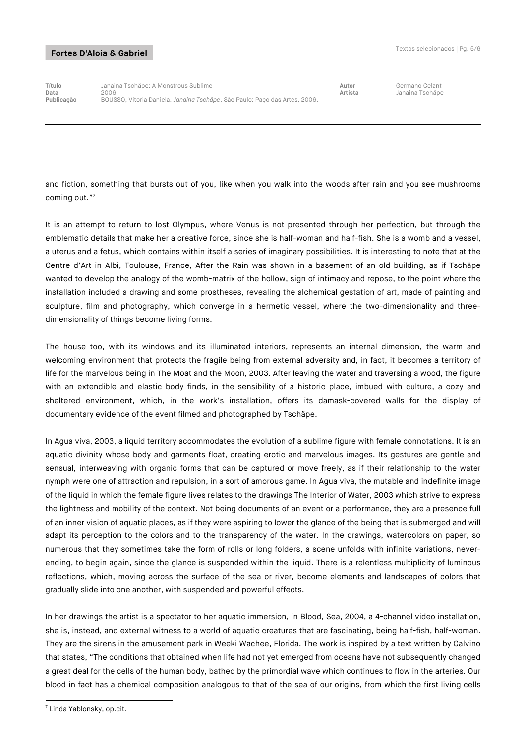and fiction, something that bursts out of you, like when you walk into the woods after rain and you see mushrooms coming out."[7]

It is an attempt to return to lost Olympus, where Venus is not presented through her perfection, but through the emblematic details that make her a creative force, since she is half-woman and half-fish. She is a womb and a vessel, a uterus and a fetus, which contains within itself a series of imaginary possibilities. It is interesting to note that at the Centre d'Art in Albi, Toulouse, France, After the Rain was shown in a basement of an old building, as if Tschäpe wanted to develop the analogy of the womb-matrix of the hollow, sign of intimacy and repose, to the point where the installation included a drawing and some prostheses, revealing the alchemical gestation of art, made of painting and sculpture, film and photography, which converge in a hermetic vessel, where the two-dimensionality and three-dimensionality of things become living forms.

The house too, with its windows and its illuminated interiors, represents an internal dimension, the warm and welcoming environment that protects the fragile being from external adversity and, in fact, it becomes a territory of life for the marvelous being in The Moat and the Moon, 2003. After leaving the water and traversing a wood, the figure with an extendible and elastic body finds, in the sensibility of a historic place, imbued with culture, a cozy and sheltered environment, which, in the work's installation, offers its damask-covered walls for the display of documentary evidence of the event filmed and photographed by Tschäpe.

In Agua viva, 2003, a liquid territory accommodates the evolution of a sublime figure with female connotations. It is an aquatic divinity whose body and garments float, creating erotic and marvelous images. Its gestures are gentle and sensual, interweaving with organic forms that can be captured or move freely, as if their relationship to the water nymph were one of attraction and repulsion, in a sort of amorous game. In Agua viva, the mutable and indefinite image of the liquid in which the female figure lives relates to the drawings The Interior of Water, 2003 which strive to express the lightness and mobility of the context. Not being documents of an event or a performance, they are a presence full of an inner vision of aquatic places, as if they were aspiring to lower the glance of the being that is submerged and will adapt its perception to the colors and to the transparency of the water. In the drawings, watercolors on paper, so numerous that they sometimes take the form of rolls or long folders, a scene unfolds with infinite variations, never-ending, to begin again, since the glance is suspended within the liquid. There is a relentless multiplicity of luminous reflections, which, moving across the surface of the sea or river, become elements and landscapes of colors that gradually slide into one another, with suspended and powerful effects.

In her drawings the artist is a spectator to her aquatic immersion, in Blood, Sea, 2004, a 4-channel video installation, she is, instead, and external witness to a world of aquatic creatures that are fascinating, being half-fish, half-woman. They are the sirens in the amusement park in Weeki Wachee, Florida. The work is inspired by a text written by Calvino that states, "The conditions that obtained when life had not yet emerged from oceans have not subsequently changed a great deal for the cells of the human body, bathed by the primordial wave which continues to flow in the arteries. Our blood in fact has a chemical composition analogous to that of the sea of our origins, from which the first living cells

[7] Linda Yablonsky, op.cit.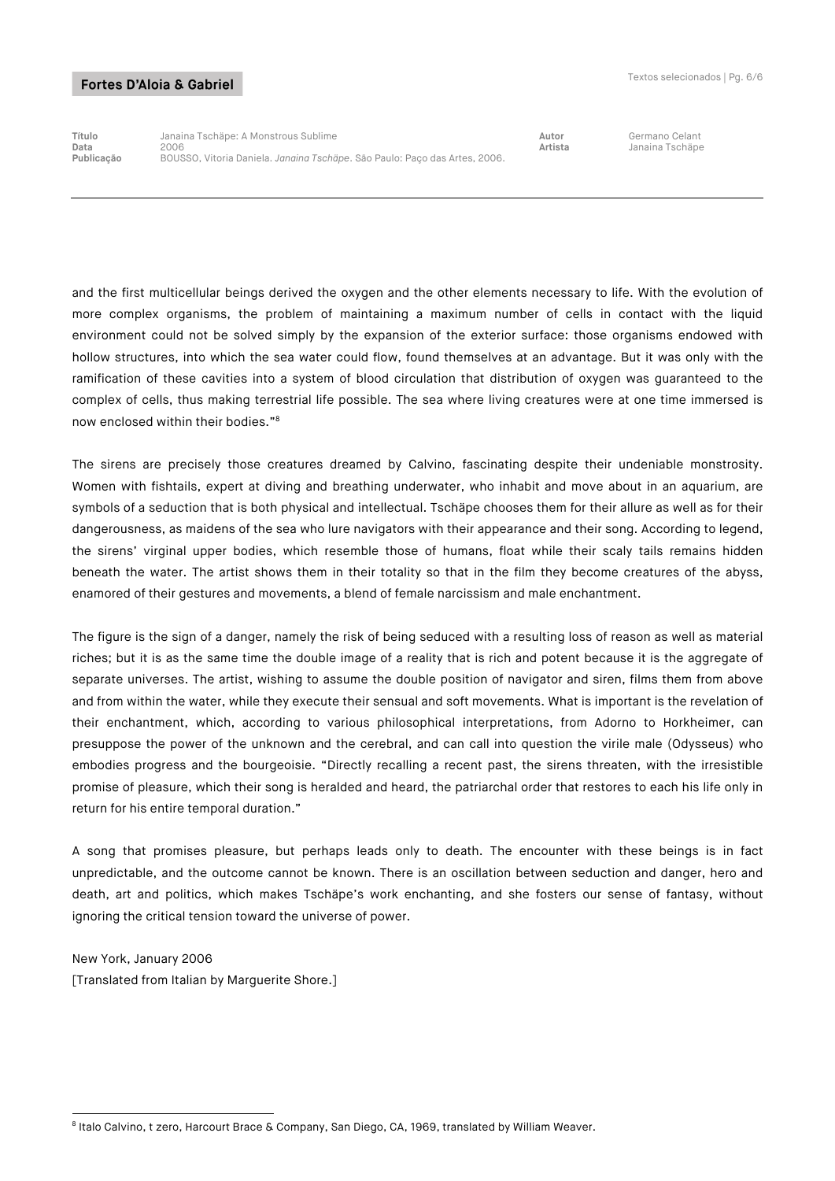Título Janaina Tschäpe: A Monstrous Sublime
Data 2006
Publicação BOUSSO, Vitoria Daniela. *Janaina Tschäpe*. São Paulo: Paço das Artes, 2006.

Autor Germano Celant
Artista Janaina Tschäpe

---

and the first multicellular beings derived the oxygen and the other elements necessary to life. With the evolution of more complex organisms, the problem of maintaining a maximum number of cells in contact with the liquid environment could not be solved simply by the expansion of the exterior surface: those organisms endowed with hollow structures, into which the sea water could flow, found themselves at an advantage. But it was only with the ramification of these cavities into a system of blood circulation that distribution of oxygen was guaranteed to the complex of cells, thus making terrestrial life possible. The sea where living creatures were at one time immersed is now enclosed within their bodies."[8]

The sirens are precisely those creatures dreamed by Calvino, fascinating despite their undeniable monstrosity. Women with fishtails, expert at diving and breathing underwater, who inhabit and move about in an aquarium, are symbols of a seduction that is both physical and intellectual. Tschäpe chooses them for their allure as well as for their dangerousness, as maidens of the sea who lure navigators with their appearance and their song. According to legend, the sirens' virginal upper bodies, which resemble those of humans, float while their scaly tails remains hidden beneath the water. The artist shows them in their totality so that in the film they become creatures of the abyss, enamored of their gestures and movements, a blend of female narcissism and male enchantment.

The figure is the sign of a danger, namely the risk of being seduced with a resulting loss of reason as well as material riches; but it is as the same time the double image of a reality that is rich and potent because it is the aggregate of separate universes. The artist, wishing to assume the double position of navigator and siren, films them from above and from within the water, while they execute their sensual and soft movements. What is important is the revelation of their enchantment, which, according to various philosophical interpretations, from Adorno to Horkheimer, can presuppose the power of the unknown and the cerebral, and can call into question the virile male (Odysseus) who embodies progress and the bourgeoisie. "Directly recalling a recent past, the sirens threaten, with the irresistible promise of pleasure, which their song is heralded and heard, the patriarchal order that restores to each his life only in return for his entire temporal duration."

A song that promises pleasure, but perhaps leads only to death. The encounter with these beings is in fact unpredictable, and the outcome cannot be known. There is an oscillation between seduction and danger, hero and death, art and politics, which makes Tschäpe's work enchanting, and she fosters our sense of fantasy, without ignoring the critical tension toward the universe of power.

New York, January 2006
[Translated from Italian by Marguerite Shore.]

---

[8] Italo Calvino, t zero, Harcourt Brace & Company, San Diego, CA, 1969, translated by William Weaver.